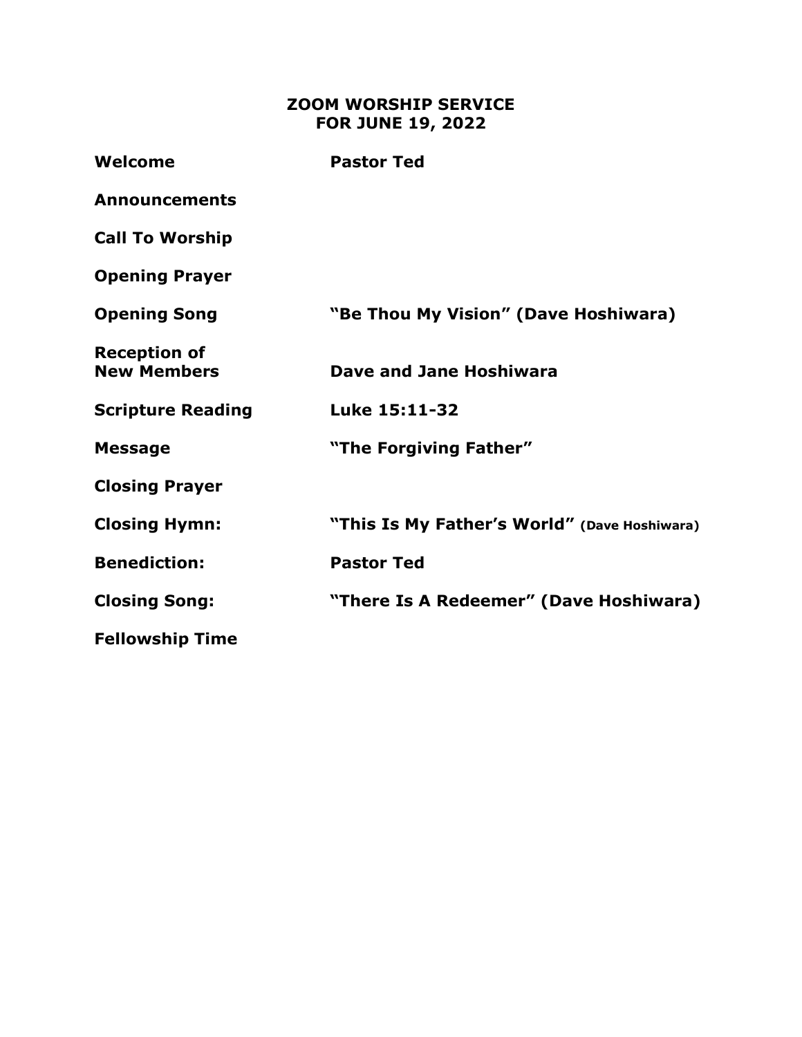# ZOOM WORSHIP SERVICE
# FOR JUNE 19, 2022

| | |
|---|---|
| **Welcome** | **Pastor Ted** |
| **Announcements** | |
| **Call To Worship** | |
| **Opening Prayer** | |
| **Opening Song** | **"Be Thou My Vision" (Dave Hoshiwara)** |
| **Reception of New Members** | **Dave and Jane Hoshiwara** |
| **Scripture Reading** | **Luke 15:11-32** |
| **Message** | **"The Forgiving Father"** |
| **Closing Prayer** | |
| **Closing Hymn:** | **"This Is My Father's World" (Dave Hoshiwara)** |
| **Benediction:** | **Pastor Ted** |
| **Closing Song:** | **"There Is A Redeemer" (Dave Hoshiwara)** |
| **Fellowship Time** | |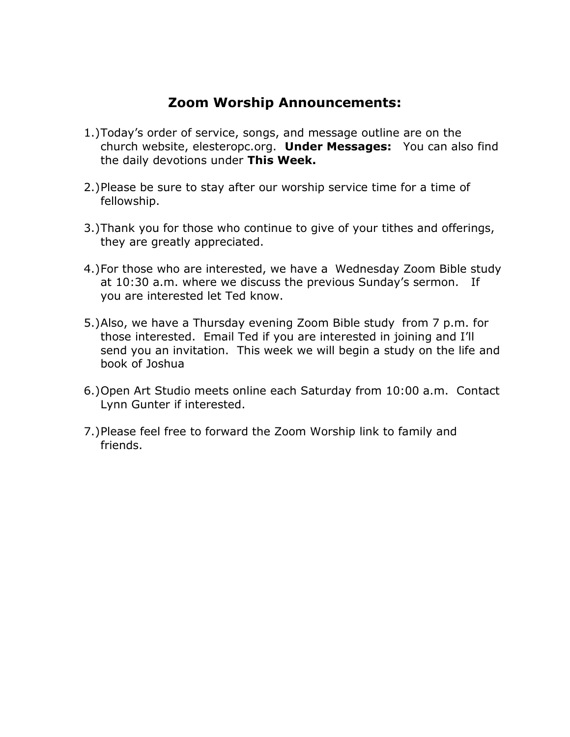## Zoom Worship Announcements:

1.) Today's order of service, songs, and message outline are on the church website, elesteropc.org. **Under Messages:** You can also find the daily devotions under **This Week.**

2.) Please be sure to stay after our worship service time for a time of fellowship.

3.) Thank you for those who continue to give of your tithes and offerings, they are greatly appreciated.

4.) For those who are interested, we have a Wednesday Zoom Bible study at 10:30 a.m. where we discuss the previous Sunday's sermon. If you are interested let Ted know.

5.) Also, we have a Thursday evening Zoom Bible study from 7 p.m. for those interested. Email Ted if you are interested in joining and I'll send you an invitation. This week we will begin a study on the life and book of Joshua

6.) Open Art Studio meets online each Saturday from 10:00 a.m. Contact Lynn Gunter if interested.

7.) Please feel free to forward the Zoom Worship link to family and friends.